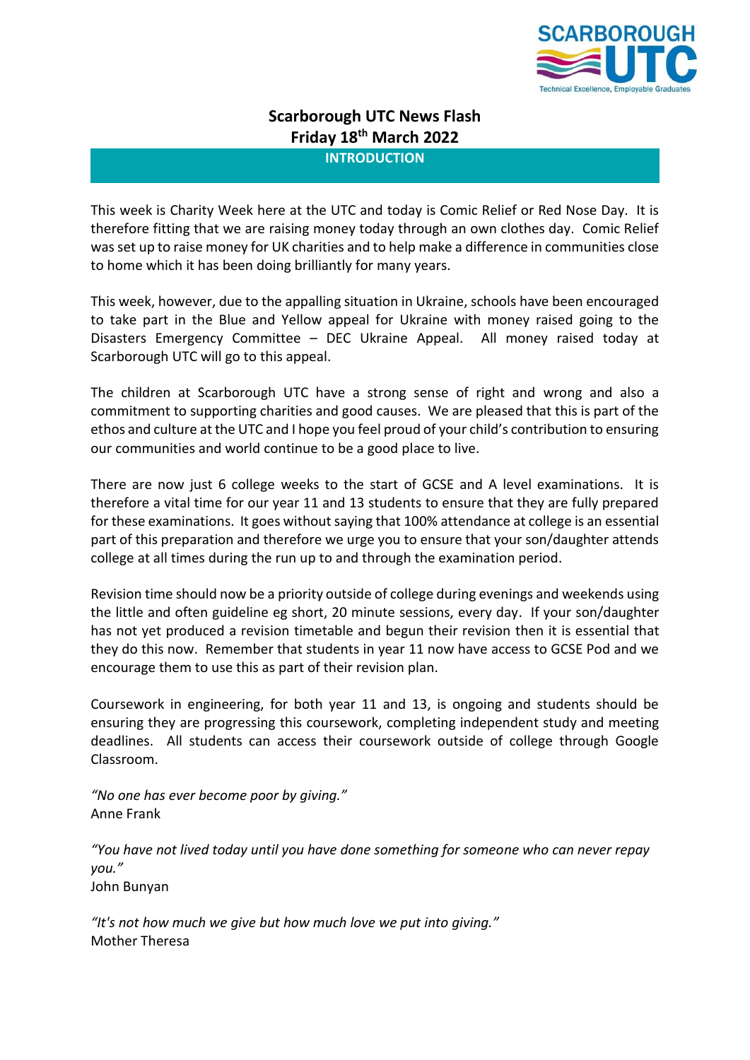# Scarborough UTC News Flash
## Friday 18th March 2022

### INTRODUCTION

This week is Charity Week here at the UTC and today is Comic Relief or Red Nose Day. It is therefore fitting that we are raising money today through an own clothes day. Comic Relief was set up to raise money for UK charities and to help make a difference in communities close to home which it has been doing brilliantly for many years.

This week, however, due to the appalling situation in Ukraine, schools have been encouraged to take part in the Blue and Yellow appeal for Ukraine with money raised going to the Disasters Emergency Committee – DEC Ukraine Appeal. All money raised today at Scarborough UTC will go to this appeal.

The children at Scarborough UTC have a strong sense of right and wrong and also a commitment to supporting charities and good causes. We are pleased that this is part of the ethos and culture at the UTC and I hope you feel proud of your child's contribution to ensuring our communities and world continue to be a good place to live.

There are now just 6 college weeks to the start of GCSE and A level examinations. It is therefore a vital time for our year 11 and 13 students to ensure that they are fully prepared for these examinations. It goes without saying that 100% attendance at college is an essential part of this preparation and therefore we urge you to ensure that your son/daughter attends college at all times during the run up to and through the examination period.

Revision time should now be a priority outside of college during evenings and weekends using the little and often guideline eg short, 20 minute sessions, every day. If your son/daughter has not yet produced a revision timetable and begun their revision then it is essential that they do this now. Remember that students in year 11 now have access to GCSE Pod and we encourage them to use this as part of their revision plan.

Coursework in engineering, for both year 11 and 13, is ongoing and students should be ensuring they are progressing this coursework, completing independent study and meeting deadlines. All students can access their coursework outside of college through Google Classroom.

*"No one has ever become poor by giving."*
Anne Frank

*"You have not lived today until you have done something for someone who can never repay you."*
John Bunyan

*"It's not how much we give but how much love we put into giving."*
Mother Theresa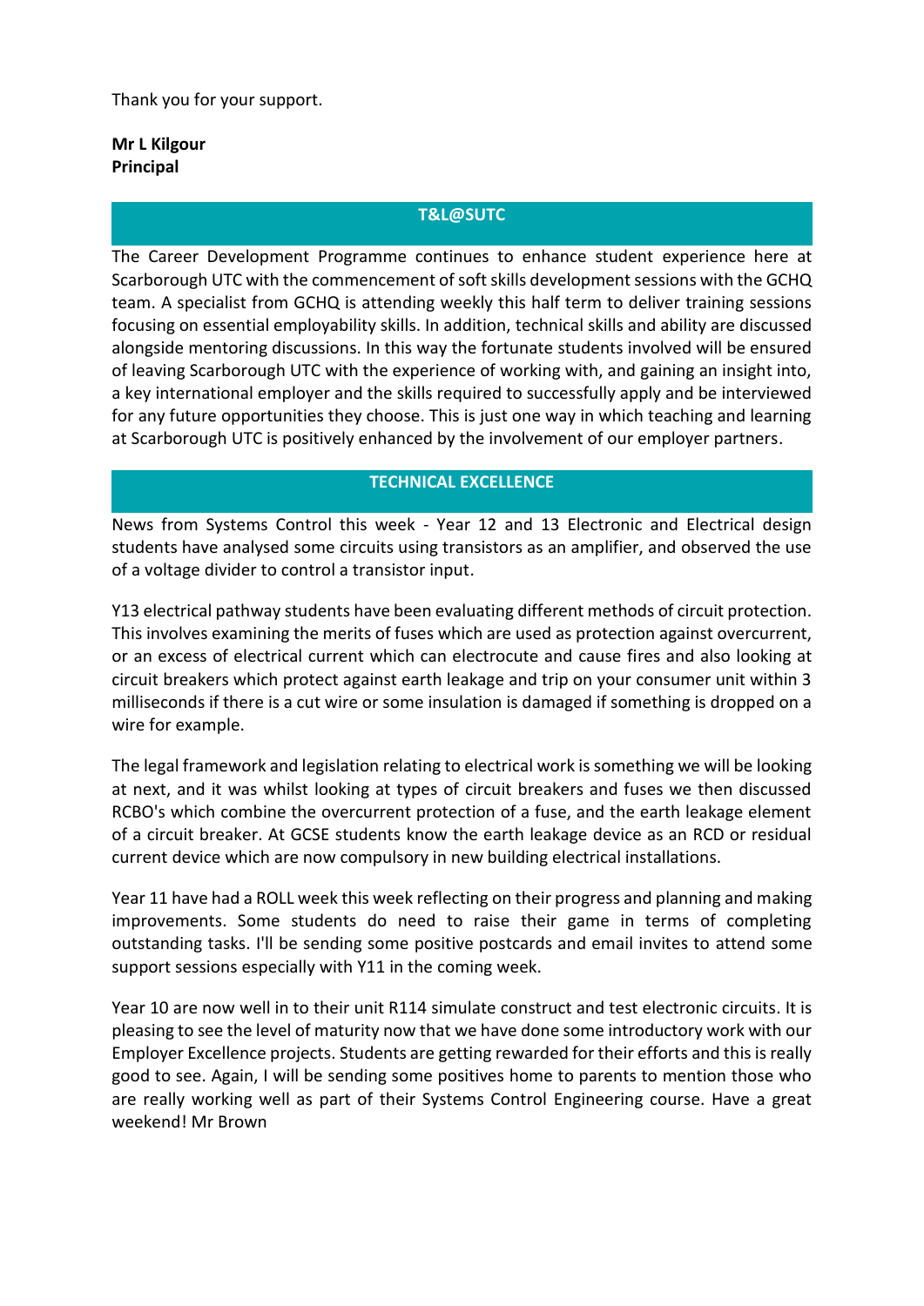Thank you for your support.

**Mr L Kilgour**
**Principal**

## T&L@SUTC

The Career Development Programme continues to enhance student experience here at Scarborough UTC with the commencement of soft skills development sessions with the GCHQ team. A specialist from GCHQ is attending weekly this half term to deliver training sessions focusing on essential employability skills. In addition, technical skills and ability are discussed alongside mentoring discussions. In this way the fortunate students involved will be ensured of leaving Scarborough UTC with the experience of working with, and gaining an insight into, a key international employer and the skills required to successfully apply and be interviewed for any future opportunities they choose. This is just one way in which teaching and learning at Scarborough UTC is positively enhanced by the involvement of our employer partners.

## TECHNICAL EXCELLENCE

News from Systems Control this week - Year 12 and 13 Electronic and Electrical design students have analysed some circuits using transistors as an amplifier, and observed the use of a voltage divider to control a transistor input.

Y13 electrical pathway students have been evaluating different methods of circuit protection. This involves examining the merits of fuses which are used as protection against overcurrent, or an excess of electrical current which can electrocute and cause fires and also looking at circuit breakers which protect against earth leakage and trip on your consumer unit within 3 milliseconds if there is a cut wire or some insulation is damaged if something is dropped on a wire for example.

The legal framework and legislation relating to electrical work is something we will be looking at next, and it was whilst looking at types of circuit breakers and fuses we then discussed RCBO's which combine the overcurrent protection of a fuse, and the earth leakage element of a circuit breaker. At GCSE students know the earth leakage device as an RCD or residual current device which are now compulsory in new building electrical installations.

Year 11 have had a ROLL week this week reflecting on their progress and planning and making improvements. Some students do need to raise their game in terms of completing outstanding tasks. I'll be sending some positive postcards and email invites to attend some support sessions especially with Y11 in the coming week.

Year 10 are now well in to their unit R114 simulate construct and test electronic circuits. It is pleasing to see the level of maturity now that we have done some introductory work with our Employer Excellence projects. Students are getting rewarded for their efforts and this is really good to see. Again, I will be sending some positives home to parents to mention those who are really working well as part of their Systems Control Engineering course. Have a great weekend! Mr Brown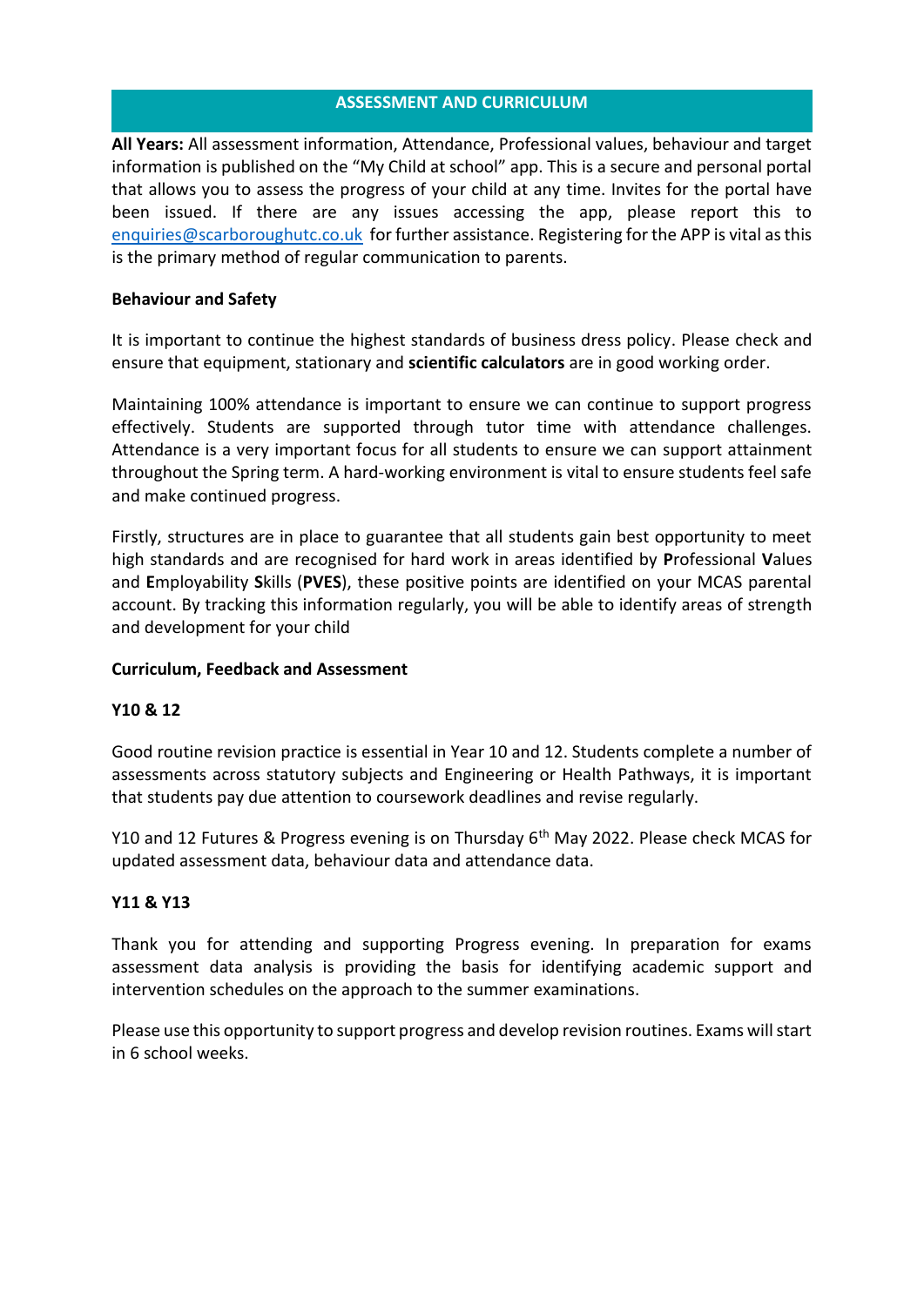## ASSESSMENT AND CURRICULUM

**All Years:** All assessment information, Attendance, Professional values, behaviour and target information is published on the "My Child at school" app. This is a secure and personal portal that allows you to assess the progress of your child at any time. Invites for the portal have been issued. If there are any issues accessing the app, please report this to enquiries@scarboroughutc.co.uk for further assistance. Registering for the APP is vital as this is the primary method of regular communication to parents.

**Behaviour and Safety**

It is important to continue the highest standards of business dress policy. Please check and ensure that equipment, stationary and **scientific calculators** are in good working order.

Maintaining 100% attendance is important to ensure we can continue to support progress effectively. Students are supported through tutor time with attendance challenges. Attendance is a very important focus for all students to ensure we can support attainment throughout the Spring term. A hard-working environment is vital to ensure students feel safe and make continued progress.

Firstly, structures are in place to guarantee that all students gain best opportunity to meet high standards and are recognised for hard work in areas identified by **P**rofessional **V**alues and **E**mployability **S**kills (**PVES**), these positive points are identified on your MCAS parental account. By tracking this information regularly, you will be able to identify areas of strength and development for your child

**Curriculum, Feedback and Assessment**

**Y10 & 12**

Good routine revision practice is essential in Year 10 and 12. Students complete a number of assessments across statutory subjects and Engineering or Health Pathways, it is important that students pay due attention to coursework deadlines and revise regularly.

Y10 and 12 Futures & Progress evening is on Thursday 6th May 2022. Please check MCAS for updated assessment data, behaviour data and attendance data.

**Y11 & Y13**

Thank you for attending and supporting Progress evening. In preparation for exams assessment data analysis is providing the basis for identifying academic support and intervention schedules on the approach to the summer examinations.

Please use this opportunity to support progress and develop revision routines. Exams will start in 6 school weeks.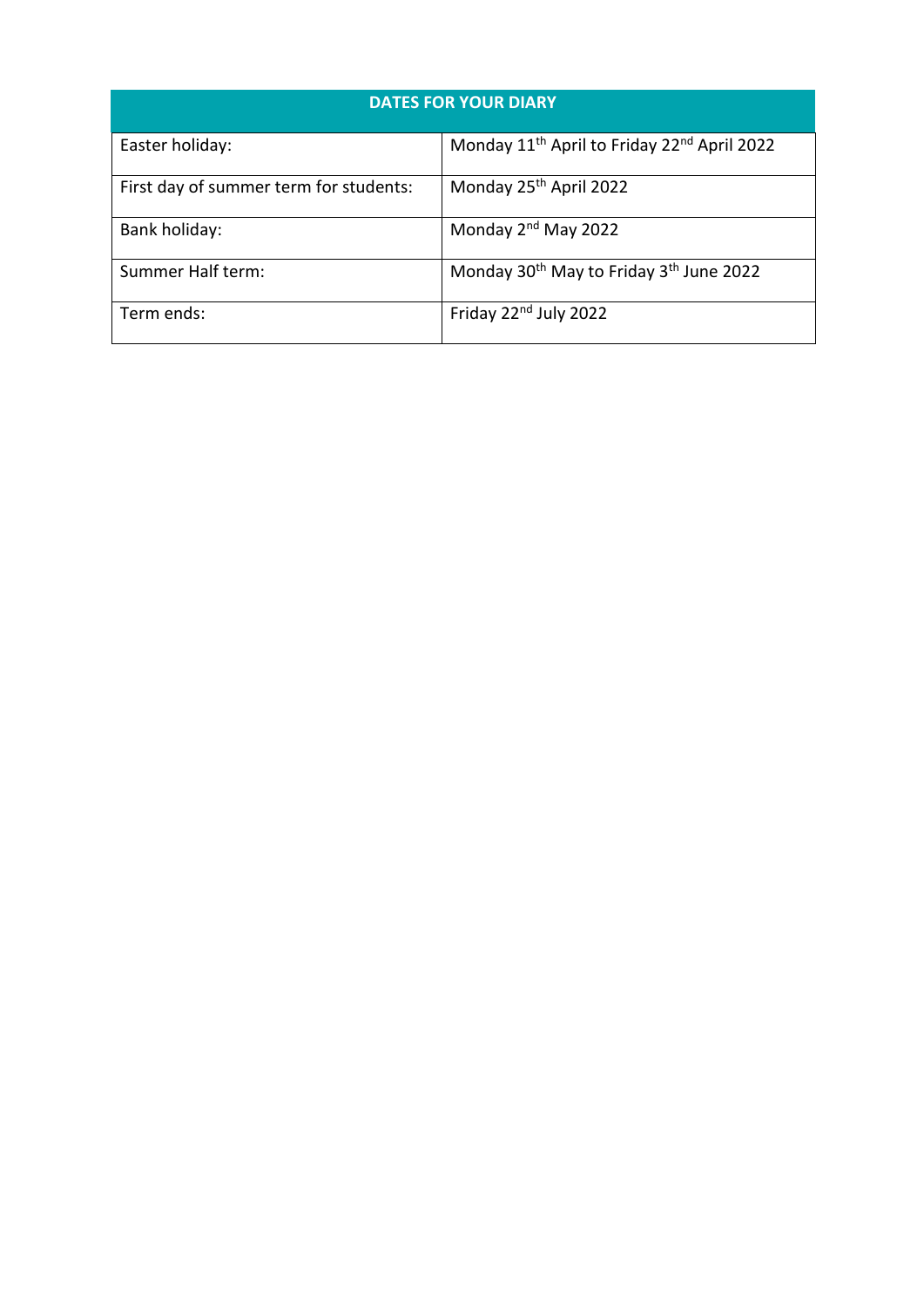| DATES FOR YOUR DIARY | |
|---|---|
| Easter holiday: | Monday 11th April to Friday 22nd April 2022 |
| First day of summer term for students: | Monday 25th April 2022 |
| Bank holiday: | Monday 2nd May 2022 |
| Summer Half term: | Monday 30th May to Friday 3th June 2022 |
| Term ends: | Friday 22nd July 2022 |